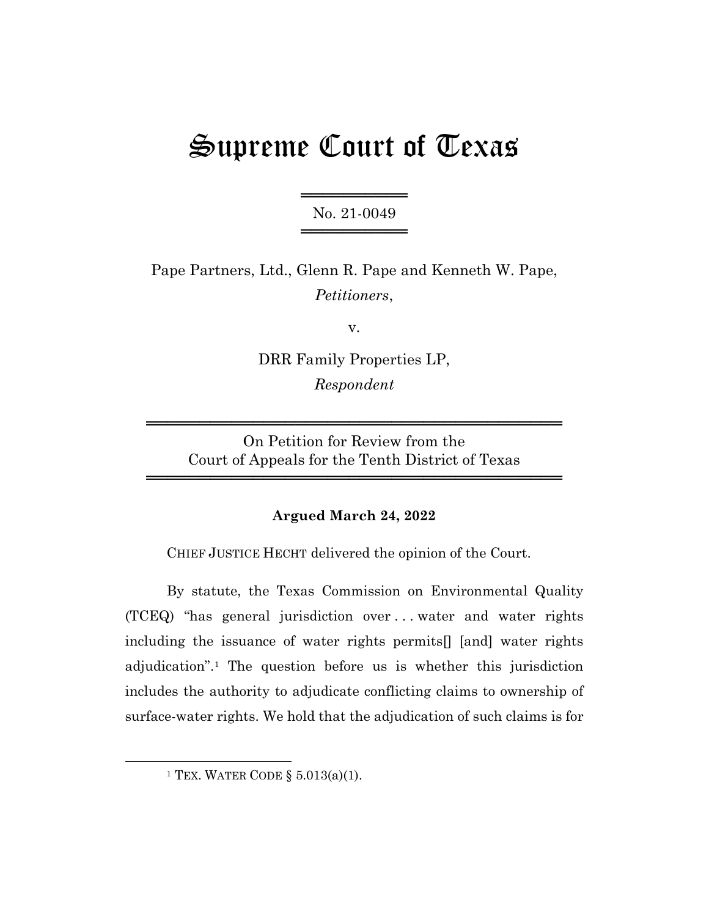# Supreme Court of Texas

No. 21-0049

Pape Partners, Ltd., Glenn R. Pape and Kenneth W. Pape,
*Petitioners*,

v.

DRR Family Properties LP,
*Respondent*

On Petition for Review from the
Court of Appeals for the Tenth District of Texas

**Argued March 24, 2022**

CHIEF JUSTICE HECHT delivered the opinion of the Court.

By statute, the Texas Commission on Environmental Quality (TCEQ) "has general jurisdiction over . . . water and water rights including the issuance of water rights permits[] [and] water rights adjudication".[1] The question before us is whether this jurisdiction includes the authority to adjudicate conflicting claims to ownership of surface-water rights. We hold that the adjudication of such claims is for

[1] TEX. WATER CODE § 5.013(a)(1).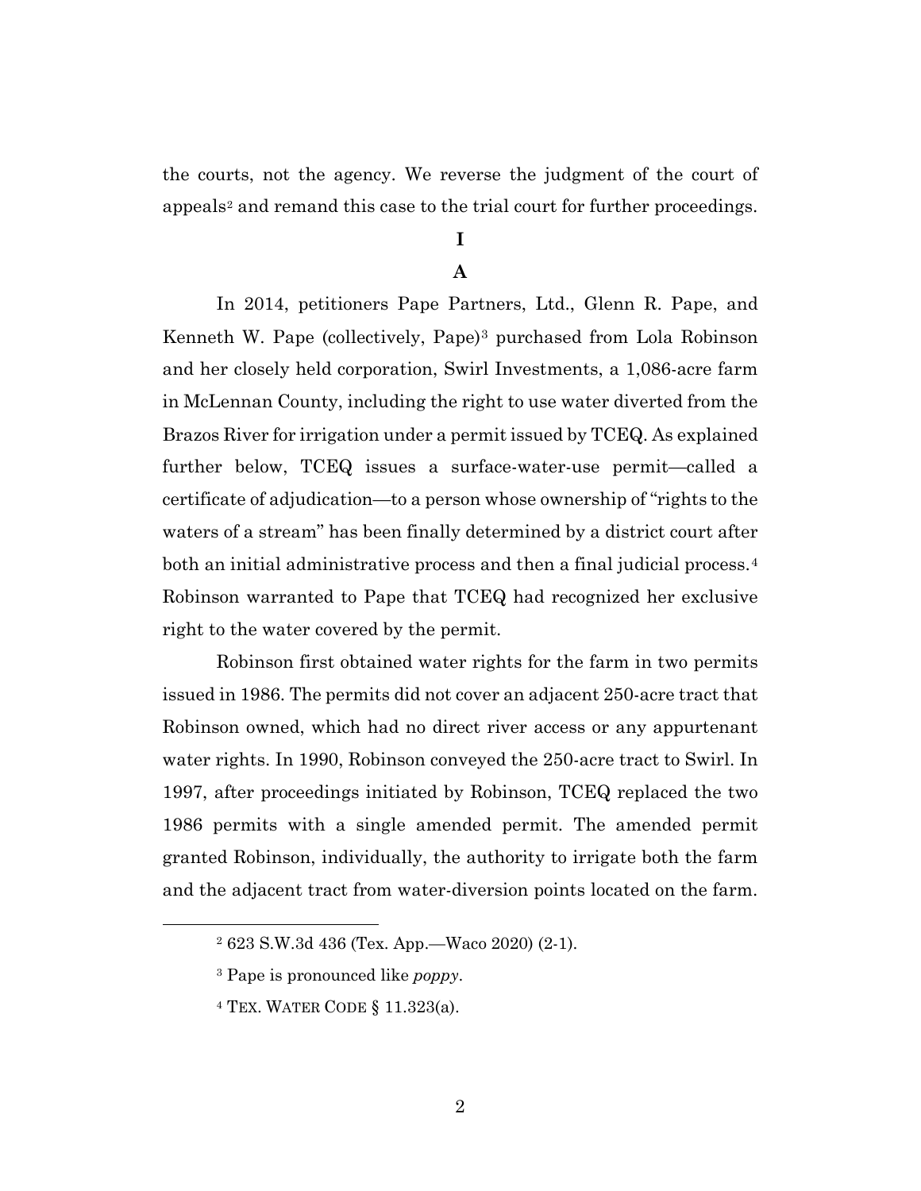the courts, not the agency. We reverse the judgment of the court of appeals[2] and remand this case to the trial court for further proceedings.

# I

## A

In 2014, petitioners Pape Partners, Ltd., Glenn R. Pape, and Kenneth W. Pape (collectively, Pape)[3] purchased from Lola Robinson and her closely held corporation, Swirl Investments, a 1,086-acre farm in McLennan County, including the right to use water diverted from the Brazos River for irrigation under a permit issued by TCEQ. As explained further below, TCEQ issues a surface-water-use permit—called a certificate of adjudication—to a person whose ownership of "rights to the waters of a stream" has been finally determined by a district court after both an initial administrative process and then a final judicial process.[4] Robinson warranted to Pape that TCEQ had recognized her exclusive right to the water covered by the permit.

Robinson first obtained water rights for the farm in two permits issued in 1986. The permits did not cover an adjacent 250-acre tract that Robinson owned, which had no direct river access or any appurtenant water rights. In 1990, Robinson conveyed the 250-acre tract to Swirl. In 1997, after proceedings initiated by Robinson, TCEQ replaced the two 1986 permits with a single amended permit. The amended permit granted Robinson, individually, the authority to irrigate both the farm and the adjacent tract from water-diversion points located on the farm.

---

[2] 623 S.W.3d 436 (Tex. App.—Waco 2020) (2-1).

[3] Pape is pronounced like *poppy*.

[4] TEX. WATER CODE § 11.323(a).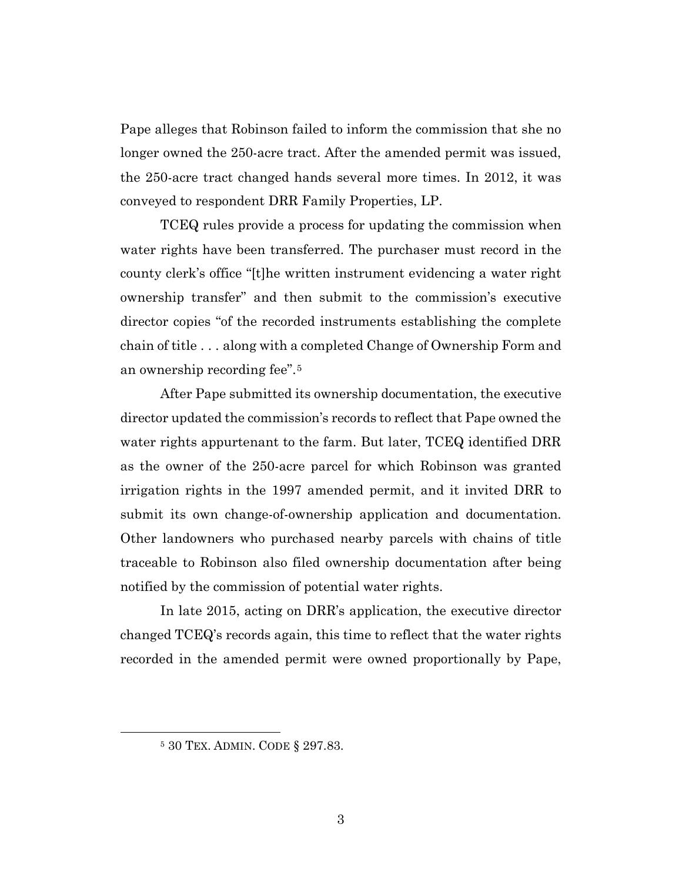Pape alleges that Robinson failed to inform the commission that she no longer owned the 250-acre tract. After the amended permit was issued, the 250-acre tract changed hands several more times. In 2012, it was conveyed to respondent DRR Family Properties, LP.

TCEQ rules provide a process for updating the commission when water rights have been transferred. The purchaser must record in the county clerk's office "[t]he written instrument evidencing a water right ownership transfer" and then submit to the commission's executive director copies "of the recorded instruments establishing the complete chain of title . . . along with a completed Change of Ownership Form and an ownership recording fee".[5]

After Pape submitted its ownership documentation, the executive director updated the commission's records to reflect that Pape owned the water rights appurtenant to the farm. But later, TCEQ identified DRR as the owner of the 250-acre parcel for which Robinson was granted irrigation rights in the 1997 amended permit, and it invited DRR to submit its own change-of-ownership application and documentation. Other landowners who purchased nearby parcels with chains of title traceable to Robinson also filed ownership documentation after being notified by the commission of potential water rights.

In late 2015, acting on DRR's application, the executive director changed TCEQ's records again, this time to reflect that the water rights recorded in the amended permit were owned proportionally by Pape,

---

[5] 30 TEX. ADMIN. CODE § 297.83.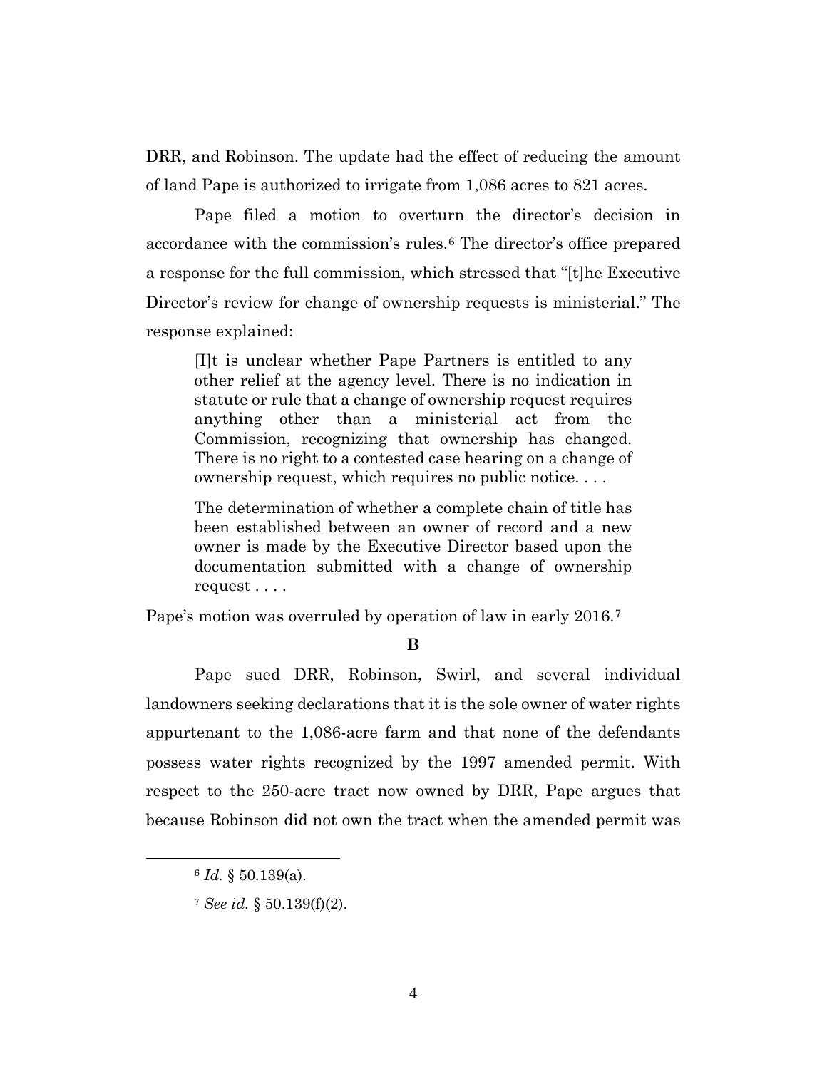DRR, and Robinson. The update had the effect of reducing the amount of land Pape is authorized to irrigate from 1,086 acres to 821 acres.

Pape filed a motion to overturn the director's decision in accordance with the commission's rules.[6] The director's office prepared a response for the full commission, which stressed that "[t]he Executive Director's review for change of ownership requests is ministerial." The response explained:

> [I]t is unclear whether Pape Partners is entitled to any other relief at the agency level. There is no indication in statute or rule that a change of ownership request requires anything other than a ministerial act from the Commission, recognizing that ownership has changed. There is no right to a contested case hearing on a change of ownership request, which requires no public notice. . . .
>
> The determination of whether a complete chain of title has been established between an owner of record and a new owner is made by the Executive Director based upon the documentation submitted with a change of ownership request . . . .

Pape's motion was overruled by operation of law in early 2016.[7]

**B**

Pape sued DRR, Robinson, Swirl, and several individual landowners seeking declarations that it is the sole owner of water rights appurtenant to the 1,086-acre farm and that none of the defendants possess water rights recognized by the 1997 amended permit. With respect to the 250-acre tract now owned by DRR, Pape argues that because Robinson did not own the tract when the amended permit was

---

[6] *Id.* § 50.139(a).

[7] *See id.* § 50.139(f)(2).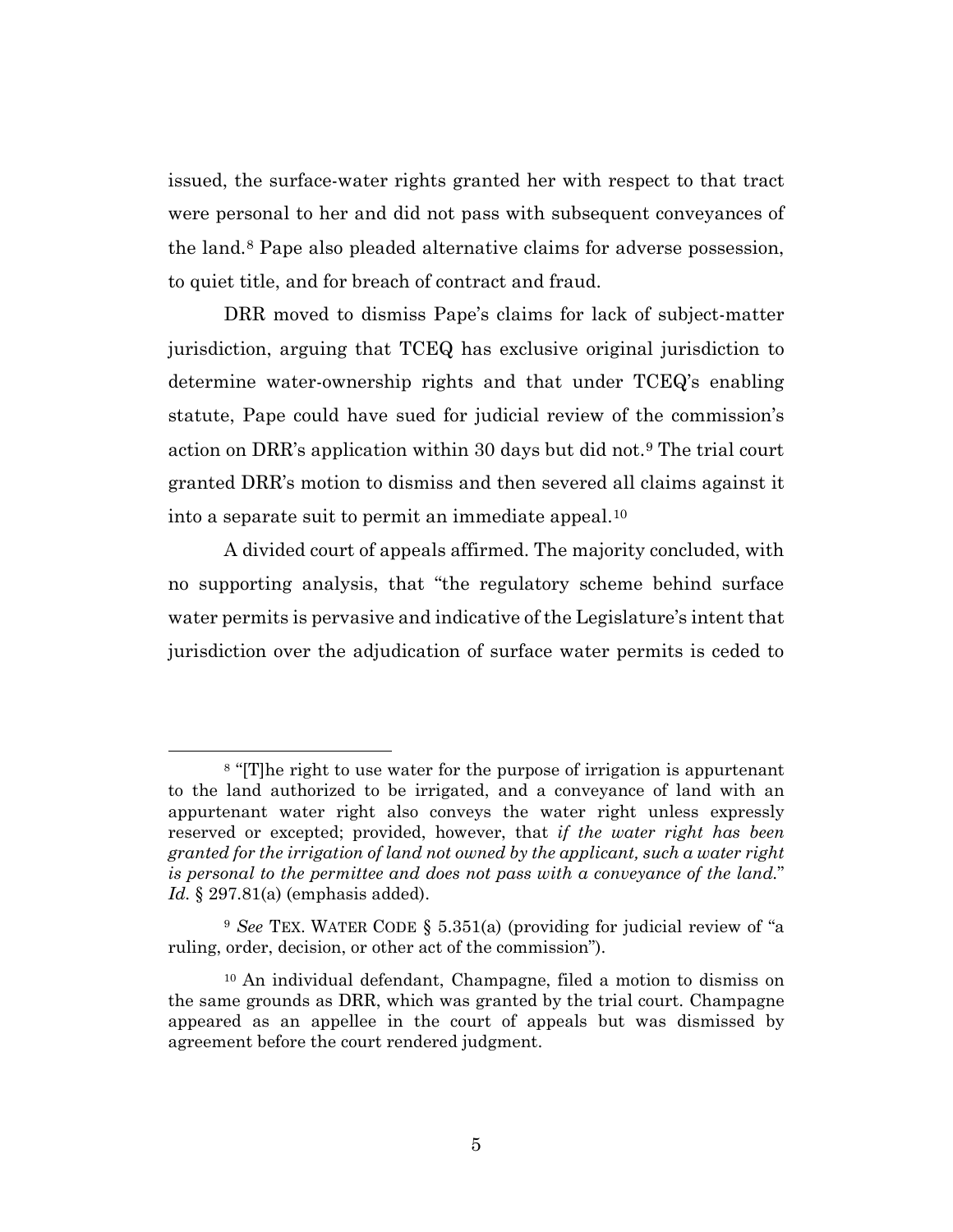issued, the surface-water rights granted her with respect to that tract were personal to her and did not pass with subsequent conveyances of the land.[8] Pape also pleaded alternative claims for adverse possession, to quiet title, and for breach of contract and fraud.

DRR moved to dismiss Pape's claims for lack of subject-matter jurisdiction, arguing that TCEQ has exclusive original jurisdiction to determine water-ownership rights and that under TCEQ's enabling statute, Pape could have sued for judicial review of the commission's action on DRR's application within 30 days but did not.[9] The trial court granted DRR's motion to dismiss and then severed all claims against it into a separate suit to permit an immediate appeal.[10]

A divided court of appeals affirmed. The majority concluded, with no supporting analysis, that "the regulatory scheme behind surface water permits is pervasive and indicative of the Legislature's intent that jurisdiction over the adjudication of surface water permits is ceded to

---

[8] "[T]he right to use water for the purpose of irrigation is appurtenant to the land authorized to be irrigated, and a conveyance of land with an appurtenant water right also conveys the water right unless expressly reserved or excepted; provided, however, that *if the water right has been granted for the irrigation of land not owned by the applicant, such a water right is personal to the permittee and does not pass with a conveyance of the land*." *Id.* § 297.81(a) (emphasis added).

[9] *See* TEX. WATER CODE § 5.351(a) (providing for judicial review of "a ruling, order, decision, or other act of the commission").

[10] An individual defendant, Champagne, filed a motion to dismiss on the same grounds as DRR, which was granted by the trial court. Champagne appeared as an appellee in the court of appeals but was dismissed by agreement before the court rendered judgment.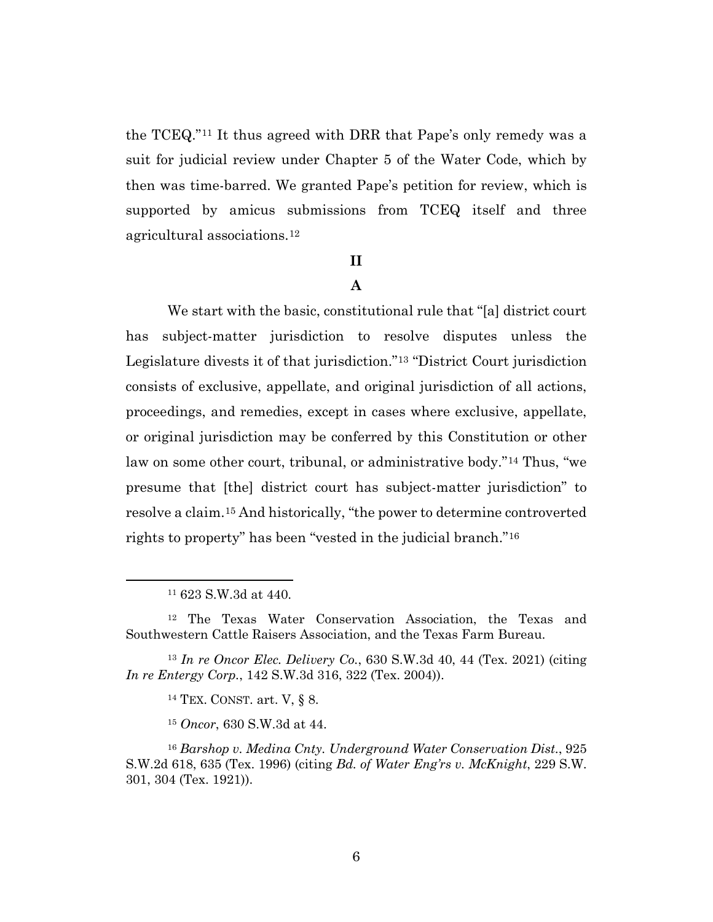the TCEQ."[11] It thus agreed with DRR that Pape's only remedy was a suit for judicial review under Chapter 5 of the Water Code, which by then was time-barred. We granted Pape's petition for review, which is supported by amicus submissions from TCEQ itself and three agricultural associations.[12]

## II

### A

We start with the basic, constitutional rule that "[a] district court has subject-matter jurisdiction to resolve disputes unless the Legislature divests it of that jurisdiction."[13] "District Court jurisdiction consists of exclusive, appellate, and original jurisdiction of all actions, proceedings, and remedies, except in cases where exclusive, appellate, or original jurisdiction may be conferred by this Constitution or other law on some other court, tribunal, or administrative body."[14] Thus, "we presume that [the] district court has subject-matter jurisdiction" to resolve a claim.[15] And historically, "the power to determine controverted rights to property" has been "vested in the judicial branch."[16]

---

[11] 623 S.W.3d at 440.

[12] The Texas Water Conservation Association, the Texas and Southwestern Cattle Raisers Association, and the Texas Farm Bureau.

[13] *In re Oncor Elec. Delivery Co.*, 630 S.W.3d 40, 44 (Tex. 2021) (citing *In re Entergy Corp.*, 142 S.W.3d 316, 322 (Tex. 2004)).

[14] TEX. CONST. art. V, § 8.

[15] *Oncor*, 630 S.W.3d at 44.

[16] *Barshop v. Medina Cnty. Underground Water Conservation Dist.*, 925 S.W.2d 618, 635 (Tex. 1996) (citing *Bd. of Water Eng'rs v. McKnight*, 229 S.W. 301, 304 (Tex. 1921)).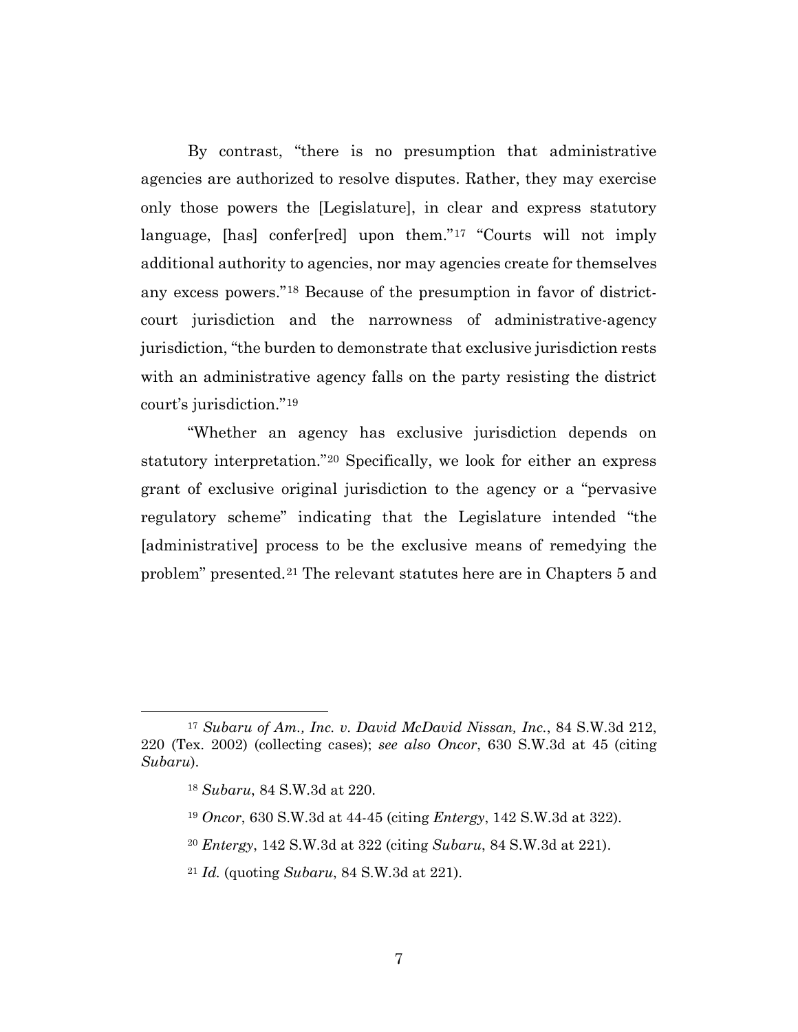By contrast, "there is no presumption that administrative agencies are authorized to resolve disputes. Rather, they may exercise only those powers the [Legislature], in clear and express statutory language, [has] confer[red] upon them."[17] "Courts will not imply additional authority to agencies, nor may agencies create for themselves any excess powers."[18] Because of the presumption in favor of district-court jurisdiction and the narrowness of administrative-agency jurisdiction, "the burden to demonstrate that exclusive jurisdiction rests with an administrative agency falls on the party resisting the district court's jurisdiction."[19]

"Whether an agency has exclusive jurisdiction depends on statutory interpretation."[20] Specifically, we look for either an express grant of exclusive original jurisdiction to the agency or a "pervasive regulatory scheme" indicating that the Legislature intended "the [administrative] process to be the exclusive means of remedying the problem" presented.[21] The relevant statutes here are in Chapters 5 and

---

[17] *Subaru of Am., Inc. v. David McDavid Nissan, Inc.*, 84 S.W.3d 212, 220 (Tex. 2002) (collecting cases); *see also Oncor*, 630 S.W.3d at 45 (citing *Subaru*).

[18] *Subaru*, 84 S.W.3d at 220.

[19] *Oncor*, 630 S.W.3d at 44-45 (citing *Entergy*, 142 S.W.3d at 322).

[20] *Entergy*, 142 S.W.3d at 322 (citing *Subaru*, 84 S.W.3d at 221).

[21] *Id.* (quoting *Subaru*, 84 S.W.3d at 221).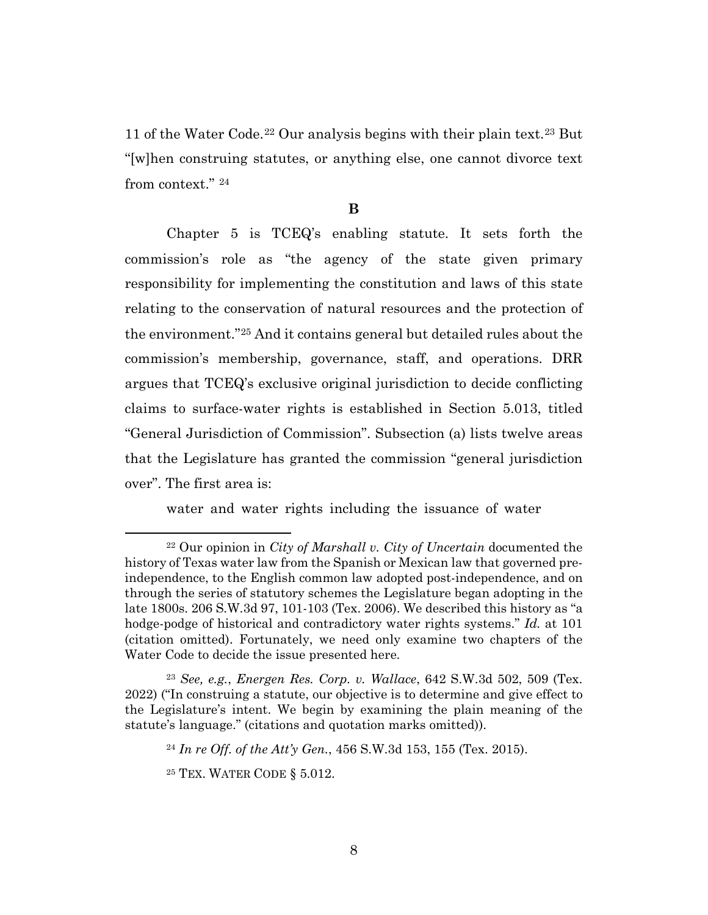11 of the Water Code.[22] Our analysis begins with their plain text.[23] But "[w]hen construing statutes, or anything else, one cannot divorce text from context." [24]

**B**

Chapter 5 is TCEQ's enabling statute. It sets forth the commission's role as "the agency of the state given primary responsibility for implementing the constitution and laws of this state relating to the conservation of natural resources and the protection of the environment."[25] And it contains general but detailed rules about the commission's membership, governance, staff, and operations. DRR argues that TCEQ's exclusive original jurisdiction to decide conflicting claims to surface-water rights is established in Section 5.013, titled "General Jurisdiction of Commission". Subsection (a) lists twelve areas that the Legislature has granted the commission "general jurisdiction over". The first area is:

> water and water rights including the issuance of water

---

[22] Our opinion in *City of Marshall v. City of Uncertain* documented the history of Texas water law from the Spanish or Mexican law that governed pre-independence, to the English common law adopted post-independence, and on through the series of statutory schemes the Legislature began adopting in the late 1800s. 206 S.W.3d 97, 101-103 (Tex. 2006). We described this history as "a hodge-podge of historical and contradictory water rights systems." *Id.* at 101 (citation omitted). Fortunately, we need only examine two chapters of the Water Code to decide the issue presented here.

[23] *See, e.g.*, *Energen Res. Corp. v. Wallace*, 642 S.W.3d 502, 509 (Tex. 2022) ("In construing a statute, our objective is to determine and give effect to the Legislature's intent. We begin by examining the plain meaning of the statute's language." (citations and quotation marks omitted)).

[24] *In re Off. of the Att'y Gen.*, 456 S.W.3d 153, 155 (Tex. 2015).

[25] TEX. WATER CODE § 5.012.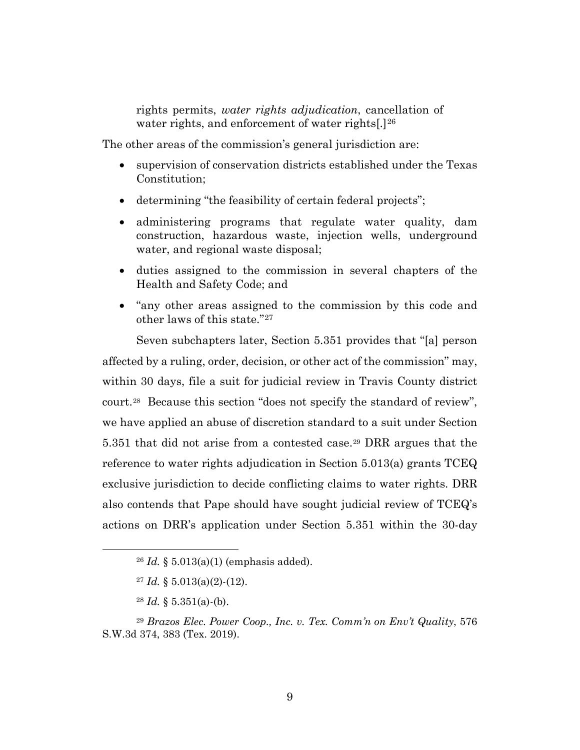> rights permits, *water rights adjudication*, cancellation of water rights, and enforcement of water rights[.][26]

The other areas of the commission's general jurisdiction are:

- supervision of conservation districts established under the Texas Constitution;
- determining "the feasibility of certain federal projects";
- administering programs that regulate water quality, dam construction, hazardous waste, injection wells, underground water, and regional waste disposal;
- duties assigned to the commission in several chapters of the Health and Safety Code; and
- "any other areas assigned to the commission by this code and other laws of this state."[27]

Seven subchapters later, Section 5.351 provides that "[a] person affected by a ruling, order, decision, or other act of the commission" may, within 30 days, file a suit for judicial review in Travis County district court.[28] Because this section "does not specify the standard of review", we have applied an abuse of discretion standard to a suit under Section 5.351 that did not arise from a contested case.[29] DRR argues that the reference to water rights adjudication in Section 5.013(a) grants TCEQ exclusive jurisdiction to decide conflicting claims to water rights. DRR also contends that Pape should have sought judicial review of TCEQ's actions on DRR's application under Section 5.351 within the 30-day

---

[26] *Id.* § 5.013(a)(1) (emphasis added).

[27] *Id.* § 5.013(a)(2)-(12).

[28] *Id.* § 5.351(a)-(b).

[29] *Brazos Elec. Power Coop., Inc. v. Tex. Comm'n on Env't Quality*, 576 S.W.3d 374, 383 (Tex. 2019).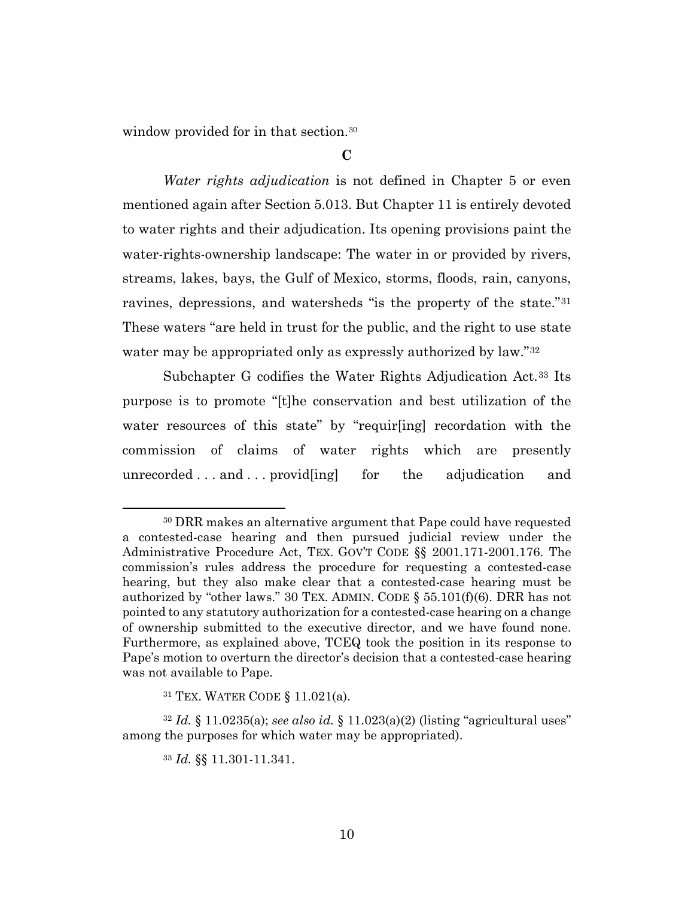window provided for in that section.[30]

**C**

*Water rights adjudication* is not defined in Chapter 5 or even mentioned again after Section 5.013. But Chapter 11 is entirely devoted to water rights and their adjudication. Its opening provisions paint the water-rights-ownership landscape: The water in or provided by rivers, streams, lakes, bays, the Gulf of Mexico, storms, floods, rain, canyons, ravines, depressions, and watersheds "is the property of the state."[31] These waters "are held in trust for the public, and the right to use state water may be appropriated only as expressly authorized by law."[32]

Subchapter G codifies the Water Rights Adjudication Act.[33] Its purpose is to promote "[t]he conservation and best utilization of the water resources of this state" by "requir[ing] recordation with the commission of claims of water rights which are presently unrecorded . . . and . . . provid[ing] for the adjudication and

---

[30] DRR makes an alternative argument that Pape could have requested a contested-case hearing and then pursued judicial review under the Administrative Procedure Act, TEX. GOV'T CODE §§ 2001.171-2001.176. The commission's rules address the procedure for requesting a contested-case hearing, but they also make clear that a contested-case hearing must be authorized by "other laws." 30 TEX. ADMIN. CODE § 55.101(f)(6). DRR has not pointed to any statutory authorization for a contested-case hearing on a change of ownership submitted to the executive director, and we have found none. Furthermore, as explained above, TCEQ took the position in its response to Pape's motion to overturn the director's decision that a contested-case hearing was not available to Pape.

[31] TEX. WATER CODE § 11.021(a).

[32] *Id.* § 11.0235(a); *see also id.* § 11.023(a)(2) (listing "agricultural uses" among the purposes for which water may be appropriated).

[33] *Id.* §§ 11.301-11.341.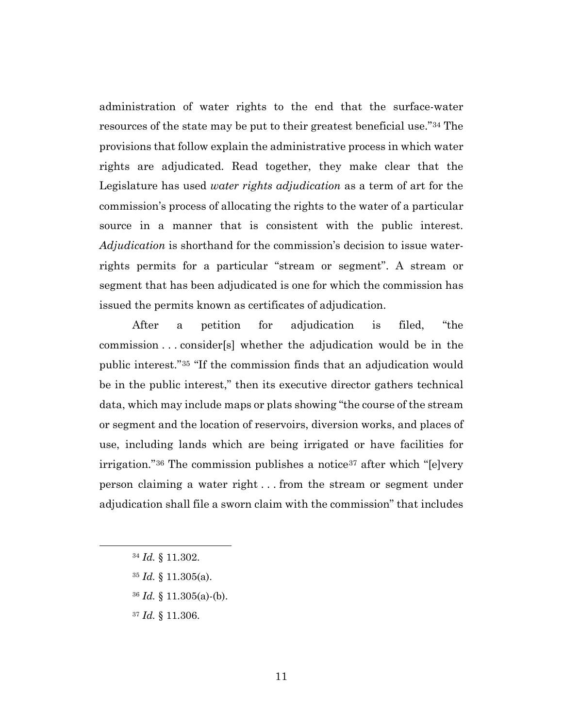administration of water rights to the end that the surface-water resources of the state may be put to their greatest beneficial use."[34] The provisions that follow explain the administrative process in which water rights are adjudicated. Read together, they make clear that the Legislature has used *water rights adjudication* as a term of art for the commission's process of allocating the rights to the water of a particular source in a manner that is consistent with the public interest. *Adjudication* is shorthand for the commission's decision to issue water-rights permits for a particular "stream or segment". A stream or segment that has been adjudicated is one for which the commission has issued the permits known as certificates of adjudication.

After a petition for adjudication is filed, "the commission . . . consider[s] whether the adjudication would be in the public interest."[35] "If the commission finds that an adjudication would be in the public interest," then its executive director gathers technical data, which may include maps or plats showing "the course of the stream or segment and the location of reservoirs, diversion works, and places of use, including lands which are being irrigated or have facilities for irrigation."[36] The commission publishes a notice[37] after which "[e]very person claiming a water right . . . from the stream or segment under adjudication shall file a sworn claim with the commission" that includes

---

[34] *Id.* § 11.302.

[35] *Id.* § 11.305(a).

[36] *Id.* § 11.305(a)-(b).

[37] *Id.* § 11.306.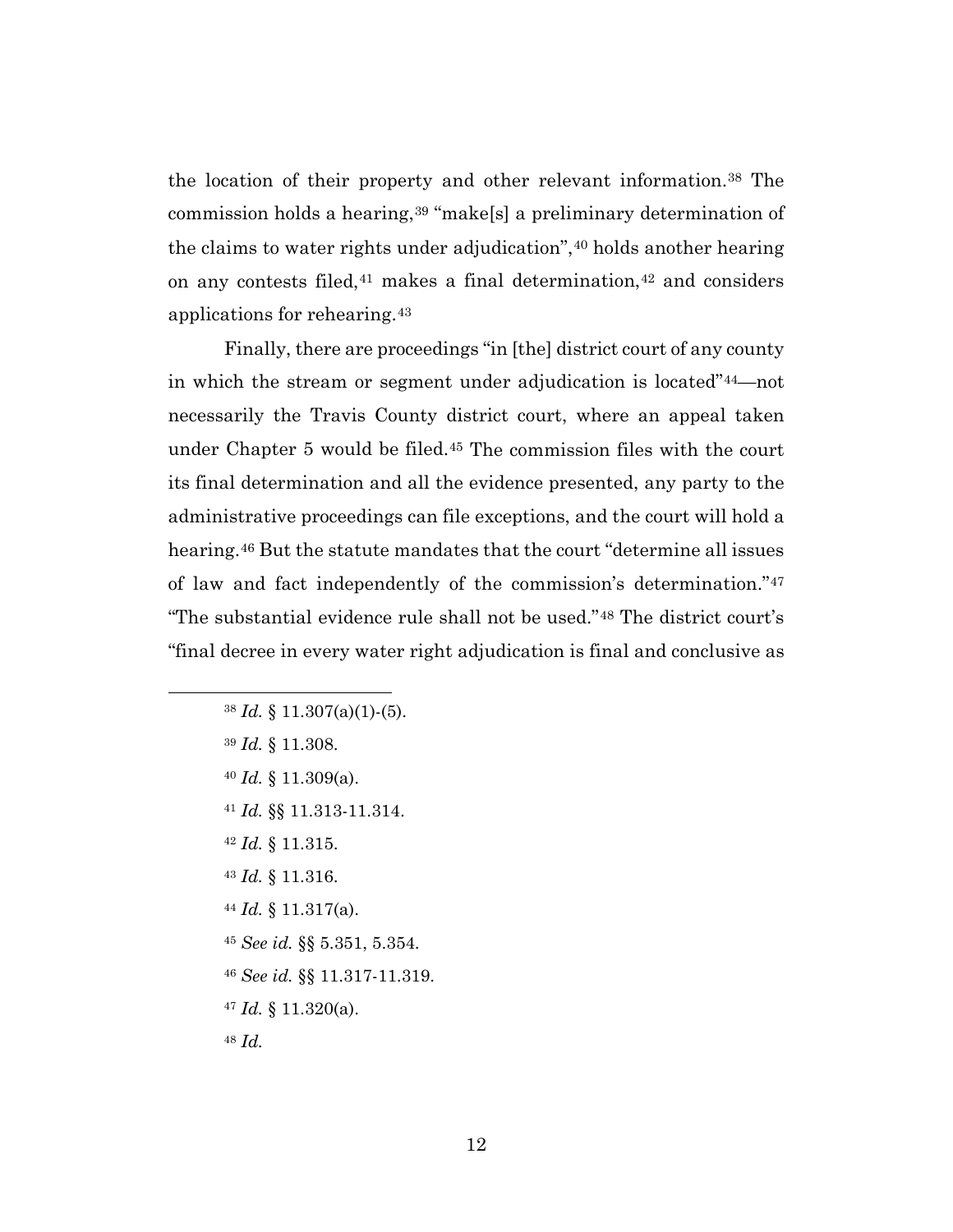the location of their property and other relevant information.[38] The commission holds a hearing,[39] "make[s] a preliminary determination of the claims to water rights under adjudication",[40] holds another hearing on any contests filed,[41] makes a final determination,[42] and considers applications for rehearing.[43]

Finally, there are proceedings "in [the] district court of any county in which the stream or segment under adjudication is located"[44]—not necessarily the Travis County district court, where an appeal taken under Chapter 5 would be filed.[45] The commission files with the court its final determination and all the evidence presented, any party to the administrative proceedings can file exceptions, and the court will hold a hearing.[46] But the statute mandates that the court "determine all issues of law and fact independently of the commission's determination."[47] "The substantial evidence rule shall not be used."[48] The district court's "final decree in every water right adjudication is final and conclusive as

---

[38] *Id.* § 11.307(a)(1)-(5).

[39] *Id.* § 11.308.

[40] *Id.* § 11.309(a).

[41] *Id.* §§ 11.313-11.314.

[42] *Id.* § 11.315.

[43] *Id.* § 11.316.

[44] *Id.* § 11.317(a).

[45] *See id.* §§ 5.351, 5.354.

[46] *See id.* §§ 11.317-11.319.

[47] *Id.* § 11.320(a).

[48] *Id.*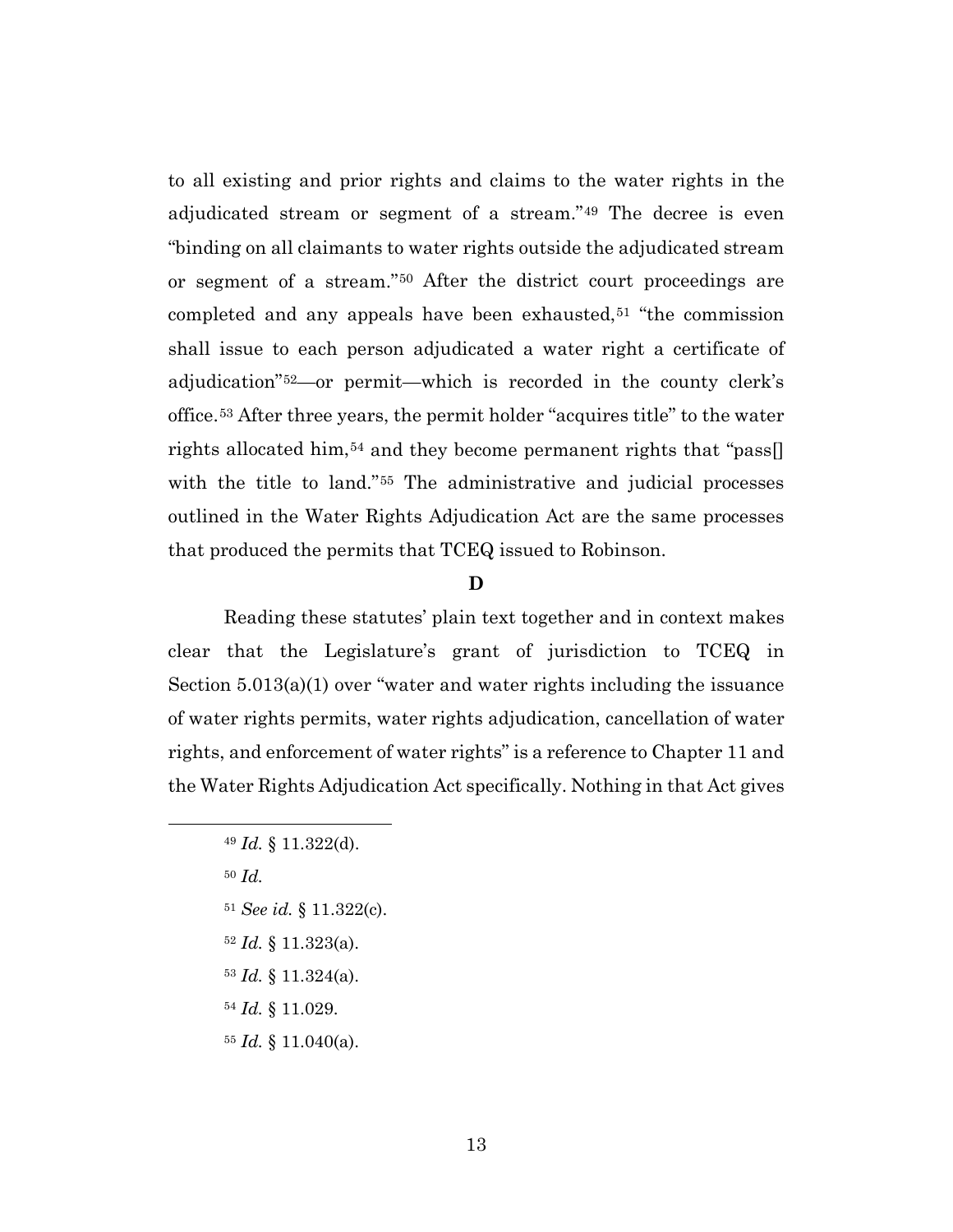to all existing and prior rights and claims to the water rights in the adjudicated stream or segment of a stream."[49] The decree is even "binding on all claimants to water rights outside the adjudicated stream or segment of a stream."[50] After the district court proceedings are completed and any appeals have been exhausted,[51] "the commission shall issue to each person adjudicated a water right a certificate of adjudication"[52]—or permit—which is recorded in the county clerk's office.[53] After three years, the permit holder "acquires title" to the water rights allocated him,[54] and they become permanent rights that "pass[] with the title to land."[55] The administrative and judicial processes outlined in the Water Rights Adjudication Act are the same processes that produced the permits that TCEQ issued to Robinson.

### D

Reading these statutes' plain text together and in context makes clear that the Legislature's grant of jurisdiction to TCEQ in Section 5.013(a)(1) over "water and water rights including the issuance of water rights permits, water rights adjudication, cancellation of water rights, and enforcement of water rights" is a reference to Chapter 11 and the Water Rights Adjudication Act specifically. Nothing in that Act gives

---

[49] *Id.* § 11.322(d).

[50] *Id.*

[51] *See id.* § 11.322(c).

[52] *Id.* § 11.323(a).

[53] *Id.* § 11.324(a).

[54] *Id.* § 11.029.

[55] *Id.* § 11.040(a).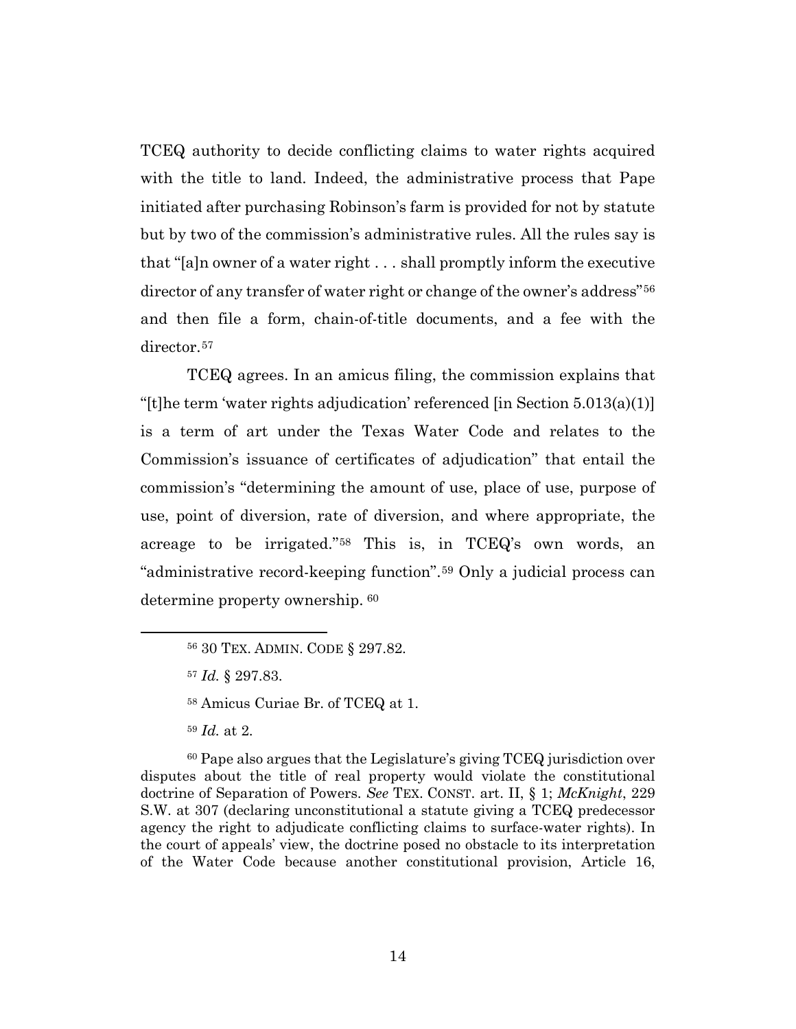TCEQ authority to decide conflicting claims to water rights acquired with the title to land. Indeed, the administrative process that Pape initiated after purchasing Robinson's farm is provided for not by statute but by two of the commission's administrative rules. All the rules say is that "[a]n owner of a water right . . . shall promptly inform the executive director of any transfer of water right or change of the owner's address"[56] and then file a form, chain-of-title documents, and a fee with the director.[57]

TCEQ agrees. In an amicus filing, the commission explains that "[t]he term 'water rights adjudication' referenced [in Section 5.013(a)(1)] is a term of art under the Texas Water Code and relates to the Commission's issuance of certificates of adjudication" that entail the commission's "determining the amount of use, place of use, purpose of use, point of diversion, rate of diversion, and where appropriate, the acreage to be irrigated."[58] This is, in TCEQ's own words, an "administrative record-keeping function".[59] Only a judicial process can determine property ownership. [60]

---

[56] 30 TEX. ADMIN. CODE § 297.82.

[57] *Id.* § 297.83.

[58] Amicus Curiae Br. of TCEQ at 1.

[59] *Id.* at 2.

[60] Pape also argues that the Legislature's giving TCEQ jurisdiction over disputes about the title of real property would violate the constitutional doctrine of Separation of Powers. *See* TEX. CONST. art. II, § 1; *McKnight*, 229 S.W. at 307 (declaring unconstitutional a statute giving a TCEQ predecessor agency the right to adjudicate conflicting claims to surface-water rights). In the court of appeals' view, the doctrine posed no obstacle to its interpretation of the Water Code because another constitutional provision, Article 16,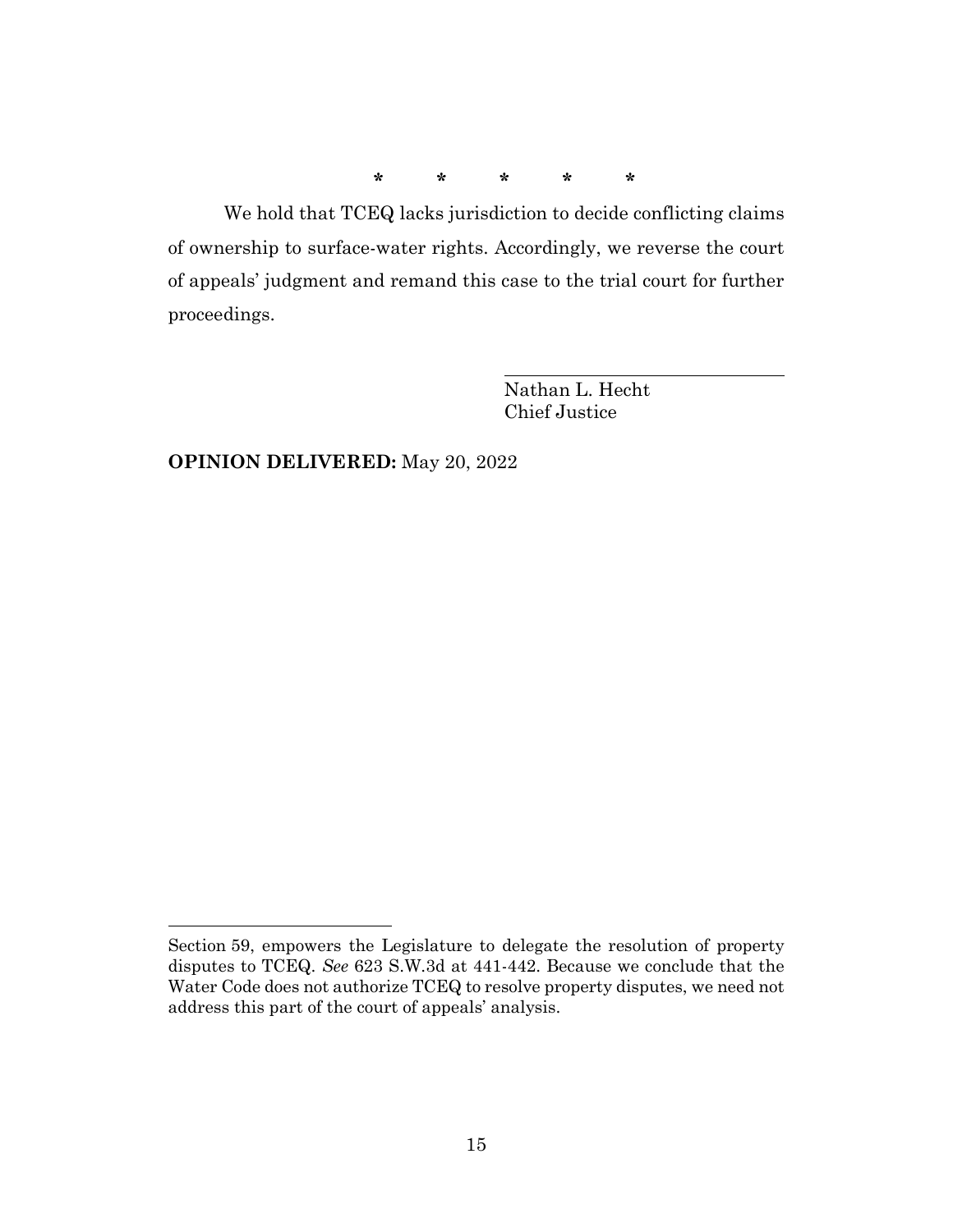\*          \*          \*          \*          \*

We hold that TCEQ lacks jurisdiction to decide conflicting claims of ownership to surface-water rights. Accordingly, we reverse the court of appeals' judgment and remand this case to the trial court for further proceedings.

Nathan L. Hecht
Chief Justice

**OPINION DELIVERED:** May 20, 2022

---

Section 59, empowers the Legislature to delegate the resolution of property disputes to TCEQ. *See* 623 S.W.3d at 441-442. Because we conclude that the Water Code does not authorize TCEQ to resolve property disputes, we need not address this part of the court of appeals' analysis.